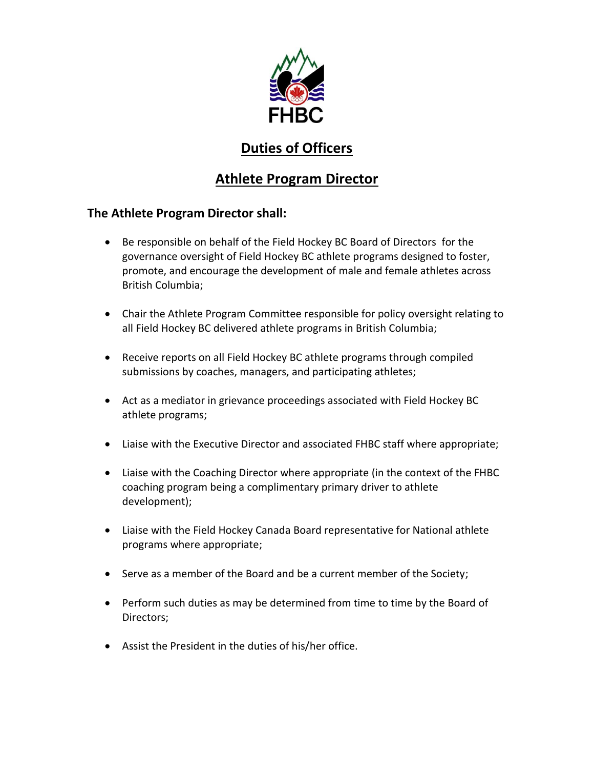FHBC

# Duties of Officers

## Athlete Program Director

### The Athlete Program Director shall:

- Be responsible on behalf of the Field Hockey BC Board of Directors for the governance oversight of Field Hockey BC athlete programs designed to foster, promote, and encourage the development of male and female athletes across British Columbia;

- Chair the Athlete Program Committee responsible for policy oversight relating to all Field Hockey BC delivered athlete programs in British Columbia;

- Receive reports on all Field Hockey BC athlete programs through compiled submissions by coaches, managers, and participating athletes;

- Act as a mediator in grievance proceedings associated with Field Hockey BC athlete programs;

- Liaise with the Executive Director and associated FHBC staff where appropriate;

- Liaise with the Coaching Director where appropriate (in the context of the FHBC coaching program being a complimentary primary driver to athlete development);

- Liaise with the Field Hockey Canada Board representative for National athlete programs where appropriate;

- Serve as a member of the Board and be a current member of the Society;

- Perform such duties as may be determined from time to time by the Board of Directors;

- Assist the President in the duties of his/her office.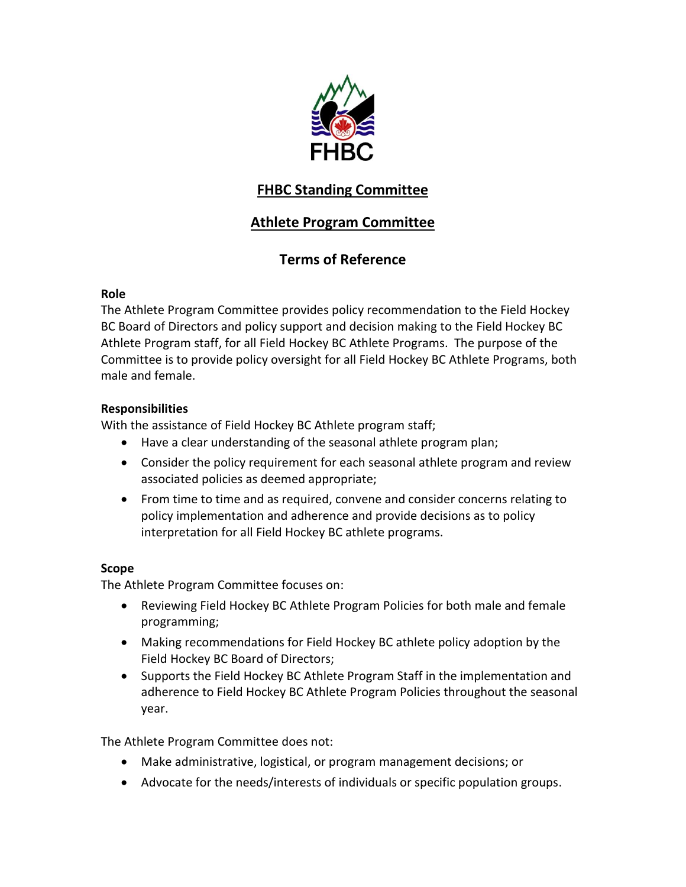# FHBC Standing Committee

## Athlete Program Committee

## Terms of Reference

**Role**

The Athlete Program Committee provides policy recommendation to the Field Hockey BC Board of Directors and policy support and decision making to the Field Hockey BC Athlete Program staff, for all Field Hockey BC Athlete Programs. The purpose of the Committee is to provide policy oversight for all Field Hockey BC Athlete Programs, both male and female.

**Responsibilities**

With the assistance of Field Hockey BC Athlete program staff;

- Have a clear understanding of the seasonal athlete program plan;
- Consider the policy requirement for each seasonal athlete program and review associated policies as deemed appropriate;
- From time to time and as required, convene and consider concerns relating to policy implementation and adherence and provide decisions as to policy interpretation for all Field Hockey BC athlete programs.

**Scope**

The Athlete Program Committee focuses on:

- Reviewing Field Hockey BC Athlete Program Policies for both male and female programming;
- Making recommendations for Field Hockey BC athlete policy adoption by the Field Hockey BC Board of Directors;
- Supports the Field Hockey BC Athlete Program Staff in the implementation and adherence to Field Hockey BC Athlete Program Policies throughout the seasonal year.

The Athlete Program Committee does not:

- Make administrative, logistical, or program management decisions; or
- Advocate for the needs/interests of individuals or specific population groups.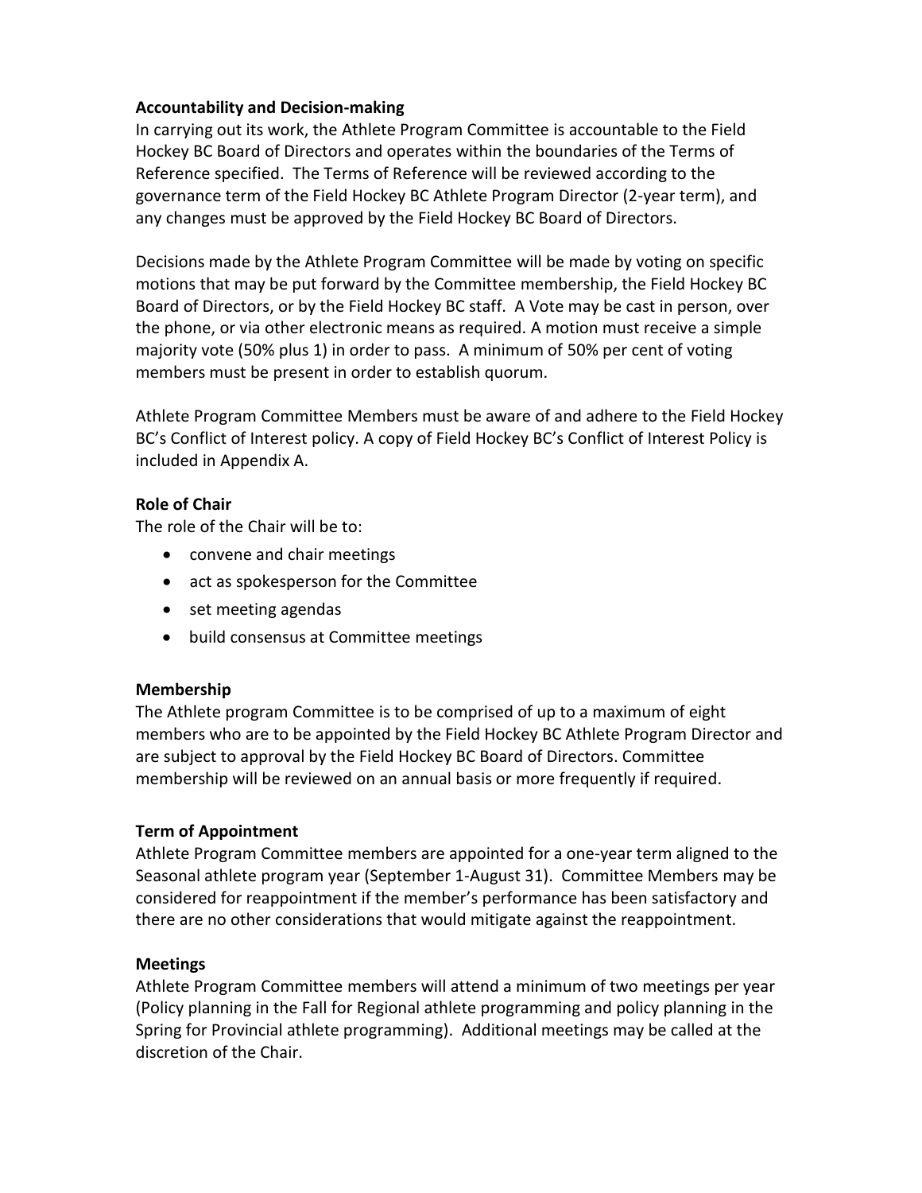**Accountability and Decision-making**

In carrying out its work, the Athlete Program Committee is accountable to the Field Hockey BC Board of Directors and operates within the boundaries of the Terms of Reference specified. The Terms of Reference will be reviewed according to the governance term of the Field Hockey BC Athlete Program Director (2-year term), and any changes must be approved by the Field Hockey BC Board of Directors.

Decisions made by the Athlete Program Committee will be made by voting on specific motions that may be put forward by the Committee membership, the Field Hockey BC Board of Directors, or by the Field Hockey BC staff. A Vote may be cast in person, over the phone, or via other electronic means as required. A motion must receive a simple majority vote (50% plus 1) in order to pass. A minimum of 50% per cent of voting members must be present in order to establish quorum.

Athlete Program Committee Members must be aware of and adhere to the Field Hockey BC's Conflict of Interest policy. A copy of Field Hockey BC's Conflict of Interest Policy is included in Appendix A.

**Role of Chair**

The role of the Chair will be to:

- convene and chair meetings
- act as spokesperson for the Committee
- set meeting agendas
- build consensus at Committee meetings

**Membership**

The Athlete program Committee is to be comprised of up to a maximum of eight members who are to be appointed by the Field Hockey BC Athlete Program Director and are subject to approval by the Field Hockey BC Board of Directors. Committee membership will be reviewed on an annual basis or more frequently if required.

**Term of Appointment**

Athlete Program Committee members are appointed for a one-year term aligned to the Seasonal athlete program year (September 1-August 31). Committee Members may be considered for reappointment if the member's performance has been satisfactory and there are no other considerations that would mitigate against the reappointment.

**Meetings**

Athlete Program Committee members will attend a minimum of two meetings per year (Policy planning in the Fall for Regional athlete programming and policy planning in the Spring for Provincial athlete programming). Additional meetings may be called at the discretion of the Chair.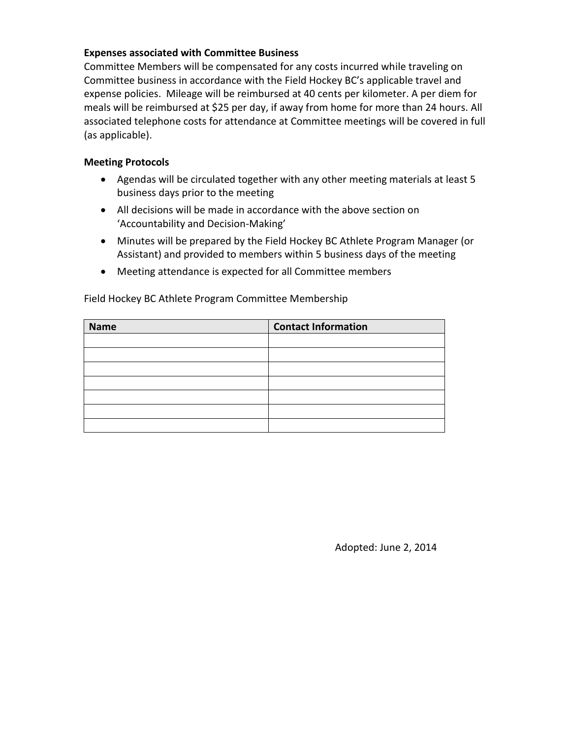**Expenses associated with Committee Business**

Committee Members will be compensated for any costs incurred while traveling on Committee business in accordance with the Field Hockey BC's applicable travel and expense policies. Mileage will be reimbursed at 40 cents per kilometer. A per diem for meals will be reimbursed at $25 per day, if away from home for more than 24 hours. All associated telephone costs for attendance at Committee meetings will be covered in full (as applicable).

**Meeting Protocols**

- Agendas will be circulated together with any other meeting materials at least 5 business days prior to the meeting
- All decisions will be made in accordance with the above section on 'Accountability and Decision-Making'
- Minutes will be prepared by the Field Hockey BC Athlete Program Manager (or Assistant) and provided to members within 5 business days of the meeting
- Meeting attendance is expected for all Committee members

Field Hockey BC Athlete Program Committee Membership

| Name | Contact Information |
|---|---|
| | |
| | |
| | |
| | |
| | |
| | |
| | |

Adopted: June 2, 2014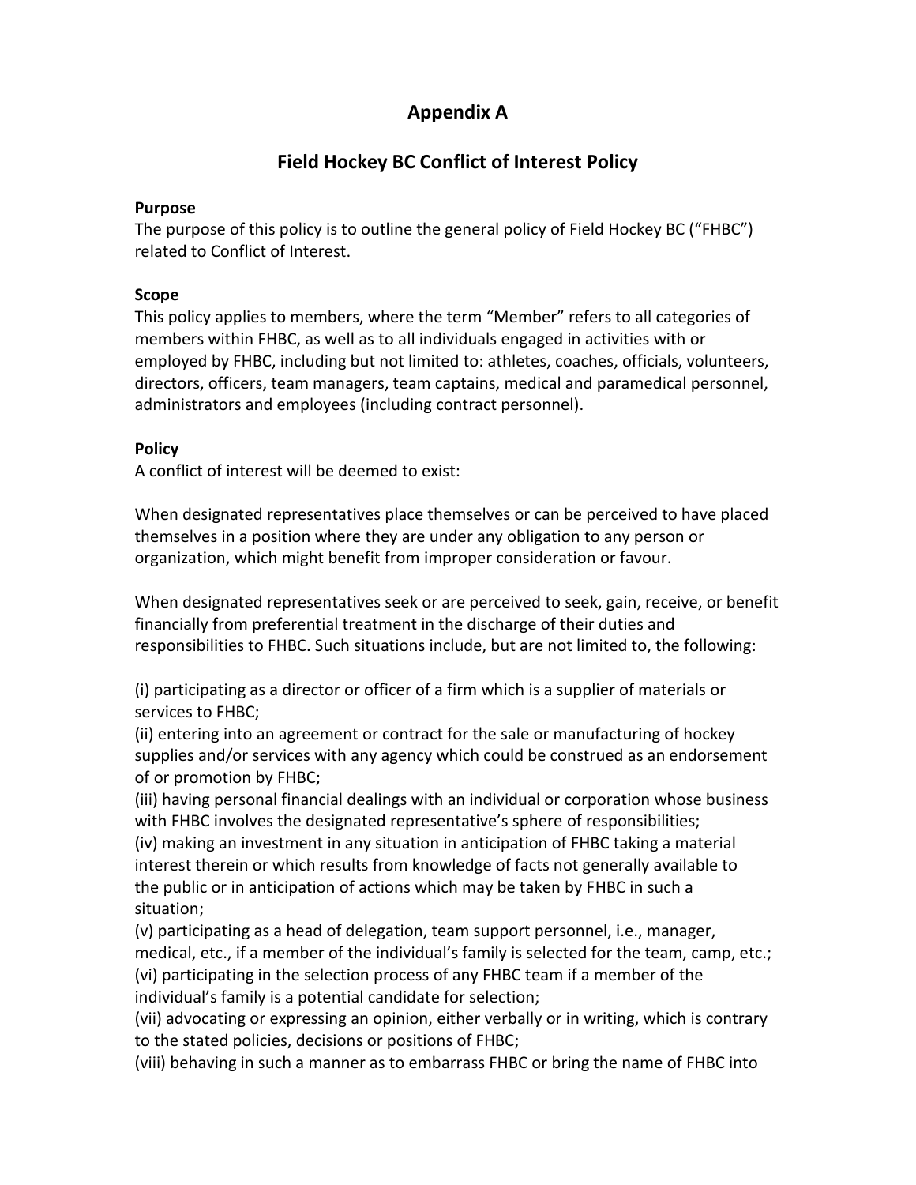# Appendix A

## Field Hockey BC Conflict of Interest Policy

**Purpose**
The purpose of this policy is to outline the general policy of Field Hockey BC ("FHBC") related to Conflict of Interest.

**Scope**
This policy applies to members, where the term "Member" refers to all categories of members within FHBC, as well as to all individuals engaged in activities with or employed by FHBC, including but not limited to: athletes, coaches, officials, volunteers, directors, officers, team managers, team captains, medical and paramedical personnel, administrators and employees (including contract personnel).

**Policy**
A conflict of interest will be deemed to exist:

When designated representatives place themselves or can be perceived to have placed themselves in a position where they are under any obligation to any person or organization, which might benefit from improper consideration or favour.

When designated representatives seek or are perceived to seek, gain, receive, or benefit financially from preferential treatment in the discharge of their duties and responsibilities to FHBC. Such situations include, but are not limited to, the following:

(i) participating as a director or officer of a firm which is a supplier of materials or services to FHBC;
(ii) entering into an agreement or contract for the sale or manufacturing of hockey supplies and/or services with any agency which could be construed as an endorsement of or promotion by FHBC;
(iii) having personal financial dealings with an individual or corporation whose business with FHBC involves the designated representative's sphere of responsibilities;
(iv) making an investment in any situation in anticipation of FHBC taking a material interest therein or which results from knowledge of facts not generally available to the public or in anticipation of actions which may be taken by FHBC in such a situation;
(v) participating as a head of delegation, team support personnel, i.e., manager, medical, etc., if a member of the individual's family is selected for the team, camp, etc.;
(vi) participating in the selection process of any FHBC team if a member of the individual's family is a potential candidate for selection;
(vii) advocating or expressing an opinion, either verbally or in writing, which is contrary to the stated policies, decisions or positions of FHBC;
(viii) behaving in such a manner as to embarrass FHBC or bring the name of FHBC into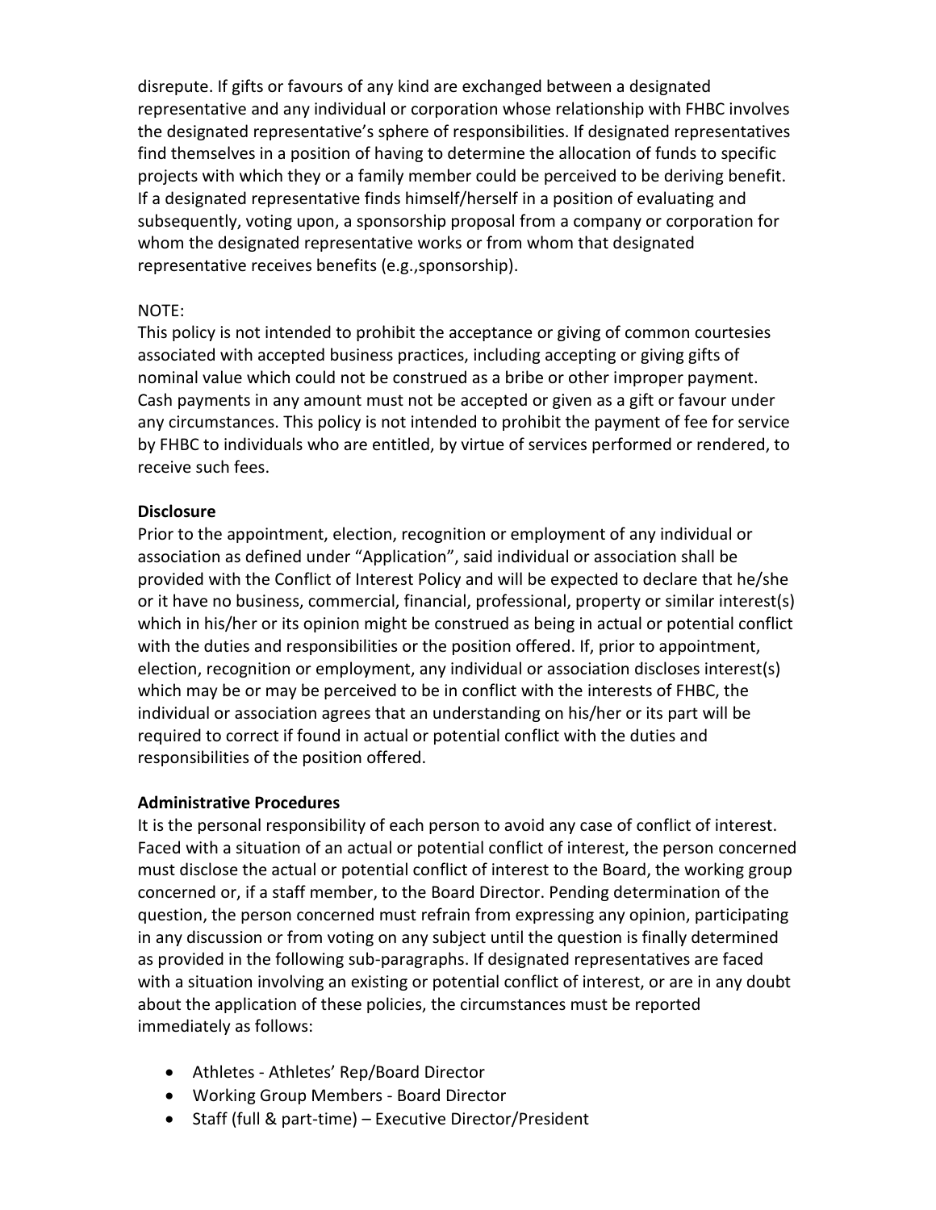disrepute. If gifts or favours of any kind are exchanged between a designated representative and any individual or corporation whose relationship with FHBC involves the designated representative's sphere of responsibilities. If designated representatives find themselves in a position of having to determine the allocation of funds to specific projects with which they or a family member could be perceived to be deriving benefit. If a designated representative finds himself/herself in a position of evaluating and subsequently, voting upon, a sponsorship proposal from a company or corporation for whom the designated representative works or from whom that designated representative receives benefits (e.g.,sponsorship).

NOTE:
This policy is not intended to prohibit the acceptance or giving of common courtesies associated with accepted business practices, including accepting or giving gifts of nominal value which could not be construed as a bribe or other improper payment. Cash payments in any amount must not be accepted or given as a gift or favour under any circumstances. This policy is not intended to prohibit the payment of fee for service by FHBC to individuals who are entitled, by virtue of services performed or rendered, to receive such fees.

**Disclosure**
Prior to the appointment, election, recognition or employment of any individual or association as defined under "Application", said individual or association shall be provided with the Conflict of Interest Policy and will be expected to declare that he/she or it have no business, commercial, financial, professional, property or similar interest(s) which in his/her or its opinion might be construed as being in actual or potential conflict with the duties and responsibilities or the position offered. If, prior to appointment, election, recognition or employment, any individual or association discloses interest(s) which may be or may be perceived to be in conflict with the interests of FHBC, the individual or association agrees that an understanding on his/her or its part will be required to correct if found in actual or potential conflict with the duties and responsibilities of the position offered.

**Administrative Procedures**
It is the personal responsibility of each person to avoid any case of conflict of interest. Faced with a situation of an actual or potential conflict of interest, the person concerned must disclose the actual or potential conflict of interest to the Board, the working group concerned or, if a staff member, to the Board Director. Pending determination of the question, the person concerned must refrain from expressing any opinion, participating in any discussion or from voting on any subject until the question is finally determined as provided in the following sub-paragraphs. If designated representatives are faced with a situation involving an existing or potential conflict of interest, or are in any doubt about the application of these policies, the circumstances must be reported immediately as follows:

- Athletes - Athletes' Rep/Board Director
- Working Group Members - Board Director
- Staff (full & part-time) – Executive Director/President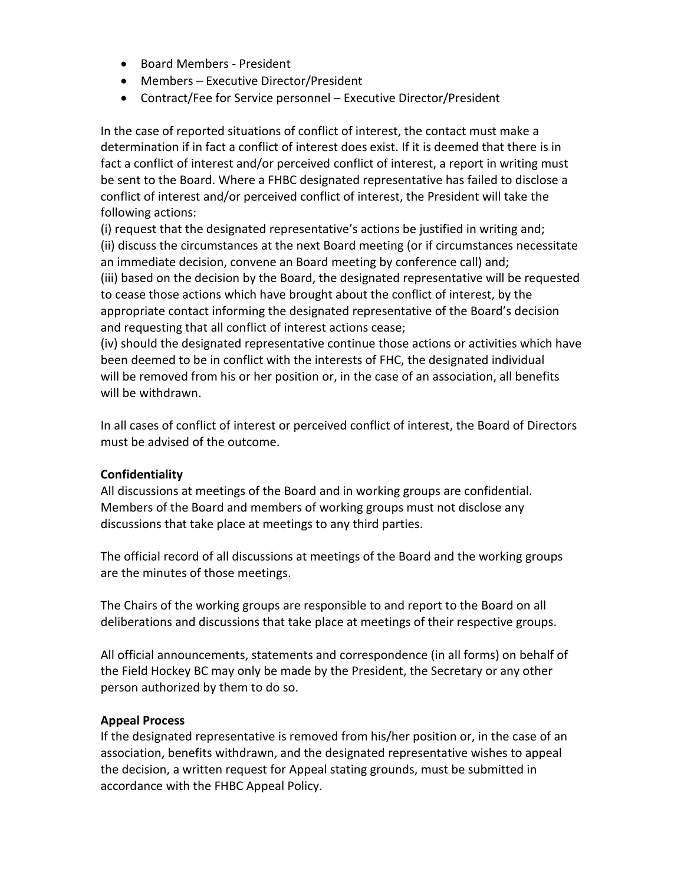- Board Members - President
- Members – Executive Director/President
- Contract/Fee for Service personnel – Executive Director/President

In the case of reported situations of conflict of interest, the contact must make a determination if in fact a conflict of interest does exist. If it is deemed that there is in fact a conflict of interest and/or perceived conflict of interest, a report in writing must be sent to the Board. Where a FHBC designated representative has failed to disclose a conflict of interest and/or perceived conflict of interest, the President will take the following actions:
(i) request that the designated representative's actions be justified in writing and;
(ii) discuss the circumstances at the next Board meeting (or if circumstances necessitate an immediate decision, convene an Board meeting by conference call) and;
(iii) based on the decision by the Board, the designated representative will be requested to cease those actions which have brought about the conflict of interest, by the appropriate contact informing the designated representative of the Board's decision and requesting that all conflict of interest actions cease;
(iv) should the designated representative continue those actions or activities which have been deemed to be in conflict with the interests of FHC, the designated individual will be removed from his or her position or, in the case of an association, all benefits will be withdrawn.

In all cases of conflict of interest or perceived conflict of interest, the Board of Directors must be advised of the outcome.

**Confidentiality**
All discussions at meetings of the Board and in working groups are confidential. Members of the Board and members of working groups must not disclose any discussions that take place at meetings to any third parties.

The official record of all discussions at meetings of the Board and the working groups are the minutes of those meetings.

The Chairs of the working groups are responsible to and report to the Board on all deliberations and discussions that take place at meetings of their respective groups.

All official announcements, statements and correspondence (in all forms) on behalf of the Field Hockey BC may only be made by the President, the Secretary or any other person authorized by them to do so.

**Appeal Process**
If the designated representative is removed from his/her position or, in the case of an association, benefits withdrawn, and the designated representative wishes to appeal the decision, a written request for Appeal stating grounds, must be submitted in accordance with the FHBC Appeal Policy.